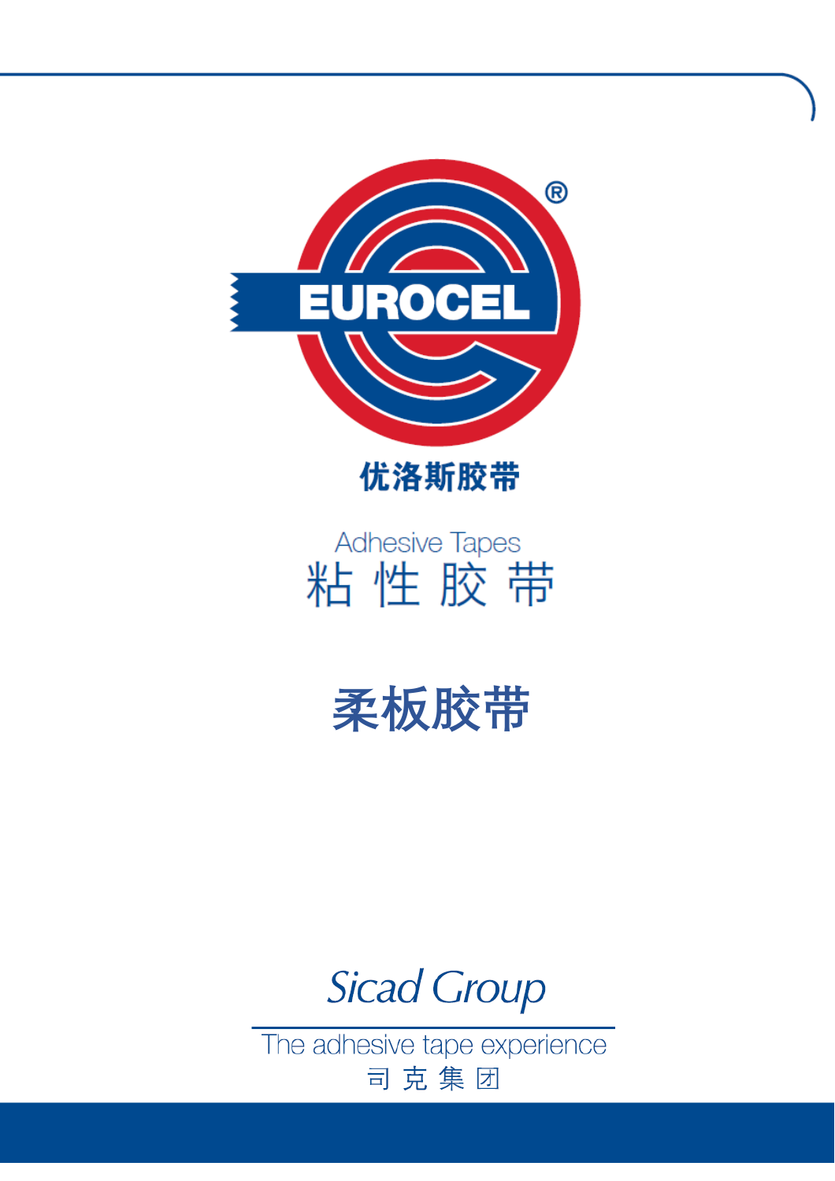EUROCEL®

优洛斯胶带

Adhesive Tapes

粘 性 胶 带

# 柔板胶带

Sicad Group

The adhesive tape experience

司 克 集 团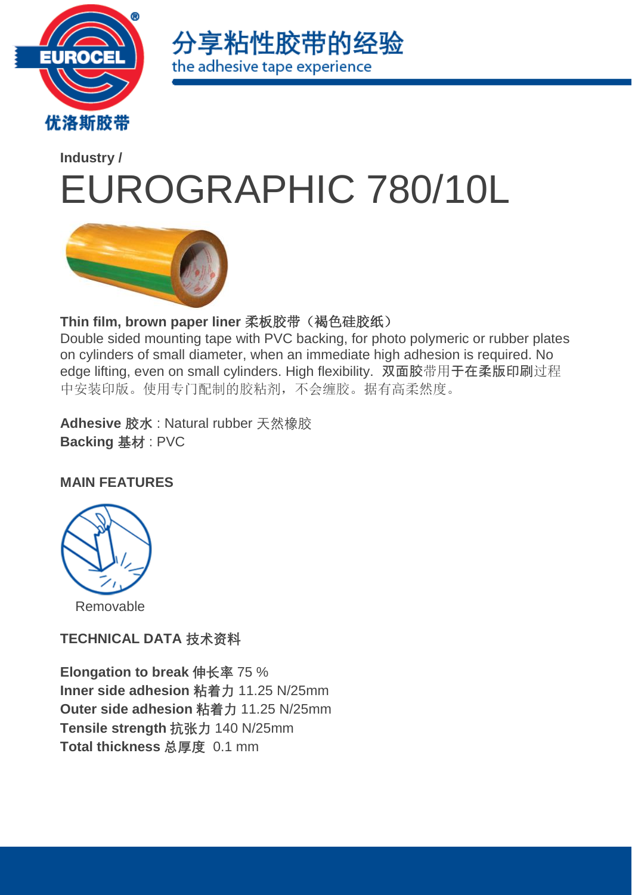Industry /

# EUROGRAPHIC 780/10L

**Thin film, brown paper liner 柔板胶带（褐色硅胶纸）**

Double sided mounting tape with PVC backing, for photo polymeric or rubber plates on cylinders of small diameter, when an immediate high adhesion is required. No edge lifting, even on small cylinders. High flexibility. 双面胶带用于在柔版印刷过程中安装印版。使用专门配制的胶粘剂，不会缠胶。据有高柔然度。

**Adhesive 胶水** : Natural rubber 天然橡胶
**Backing 基材** : PVC

## MAIN FEATURES

Removable

## TECHNICAL DATA 技术资料

**Elongation to break 伸长率** 75 %
**Inner side adhesion 粘着力** 11.25 N/25mm
**Outer side adhesion 粘着力** 11.25 N/25mm
**Tensile strength 抗张力** 140 N/25mm
**Total thickness 总厚度** 0.1 mm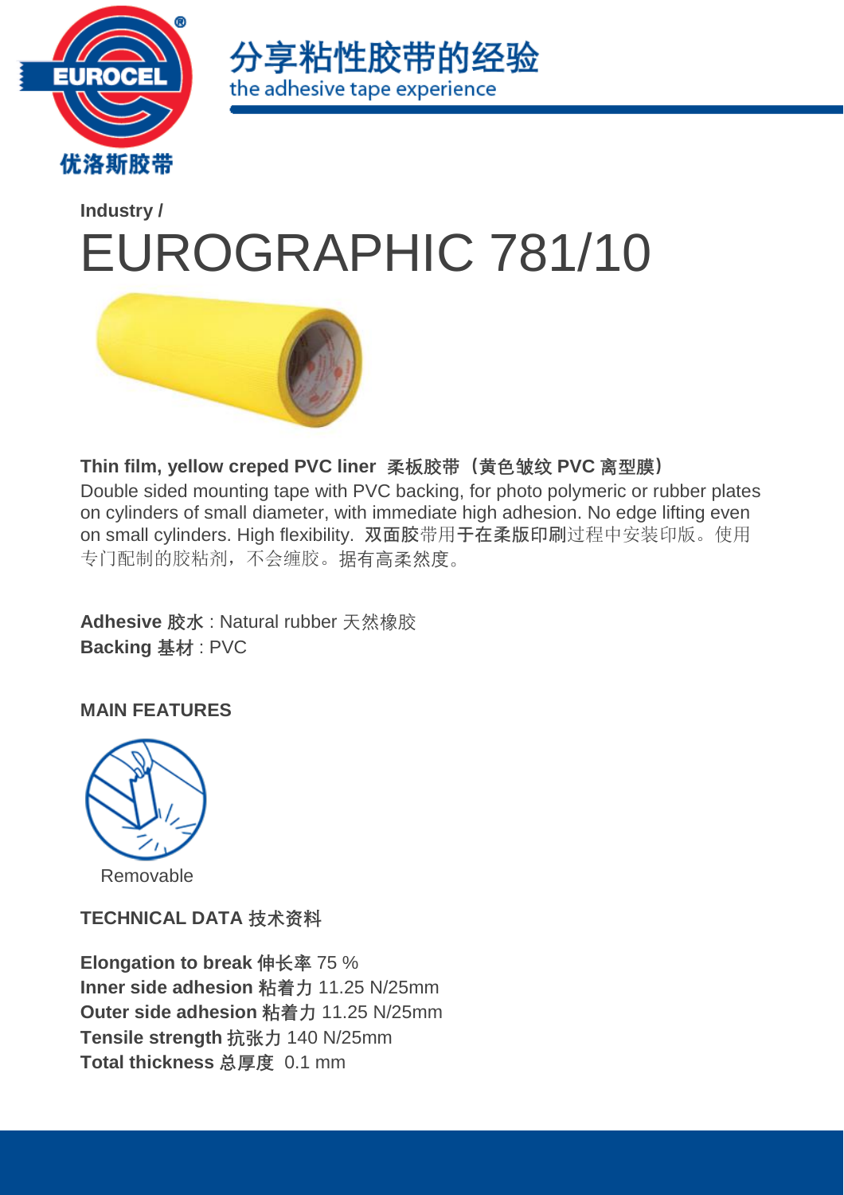Industry /

# EUROGRAPHIC 781/10

**Thin film, yellow creped PVC liner 柔板胶带（黄色皱纹 PVC 离型膜）**
Double sided mounting tape with PVC backing, for photo polymeric or rubber plates on cylinders of small diameter, with immediate high adhesion. No edge lifting even on small cylinders. High flexibility. **双面胶**带用**于在柔版印刷**过程中安装印版。使用专门配制的胶粘剂，不会缠胶。据有高柔然度。

**Adhesive 胶水** : Natural rubber 天然橡胶
**Backing 基材** : PVC

## MAIN FEATURES

Removable

## TECHNICAL DATA 技术资料

**Elongation to break 伸长率** 75 %
**Inner side adhesion 粘着力** 11.25 N/25mm
**Outer side adhesion 粘着力** 11.25 N/25mm
**Tensile strength 抗张力** 140 N/25mm
**Total thickness 总厚度** 0.1 mm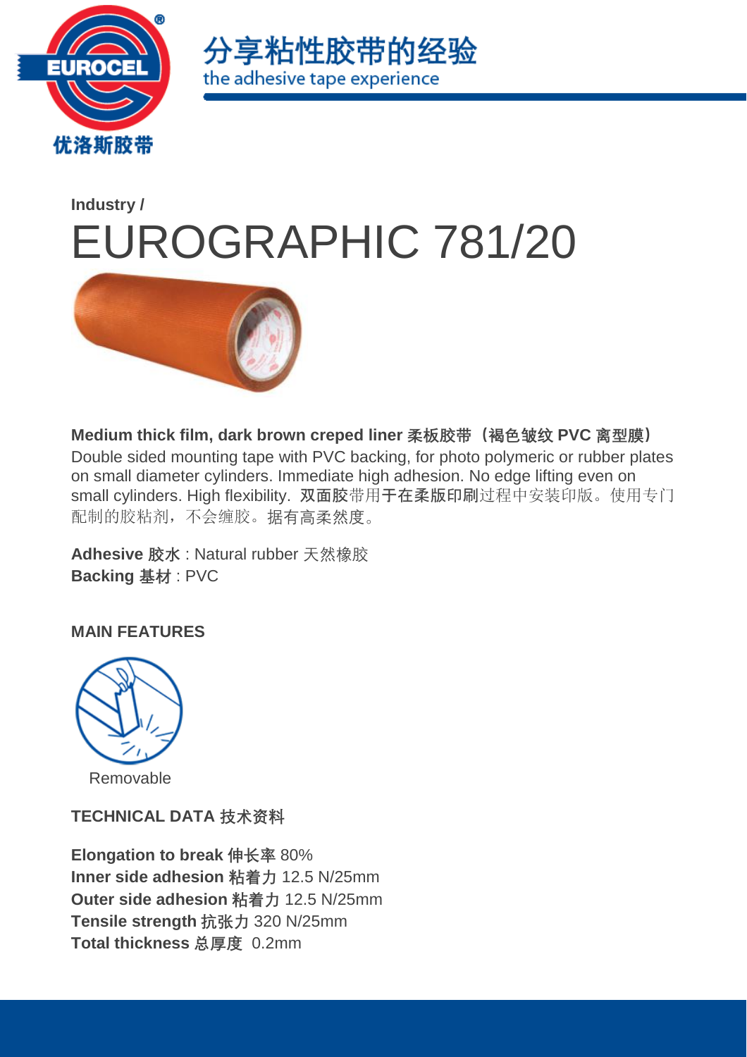分享粘性胶带的经验

the adhesive tape experience

**Industry /**

# EUROGRAPHIC 781/20

**Medium thick film, dark brown creped liner 柔板胶带（褐色皱纹 PVC 离型膜）**
Double sided mounting tape with PVC backing, for photo polymeric or rubber plates on small diameter cylinders. Immediate high adhesion. No edge lifting even on small cylinders. High flexibility. **双面胶**带用**于在柔版印刷**过程中安装印版。使用专门配制的胶粘剂，不会缠胶。据有高柔然度。

**Adhesive 胶水** : Natural rubber 天然橡胶
**Backing 基材** : PVC

**MAIN FEATURES**

Removable

**TECHNICAL DATA 技术资料**

**Elongation to break 伸长率** 80%
**Inner side adhesion 粘着力** 12.5 N/25mm
**Outer side adhesion 粘着力** 12.5 N/25mm
**Tensile strength 抗张力** 320 N/25mm
**Total thickness 总厚度** 0.2mm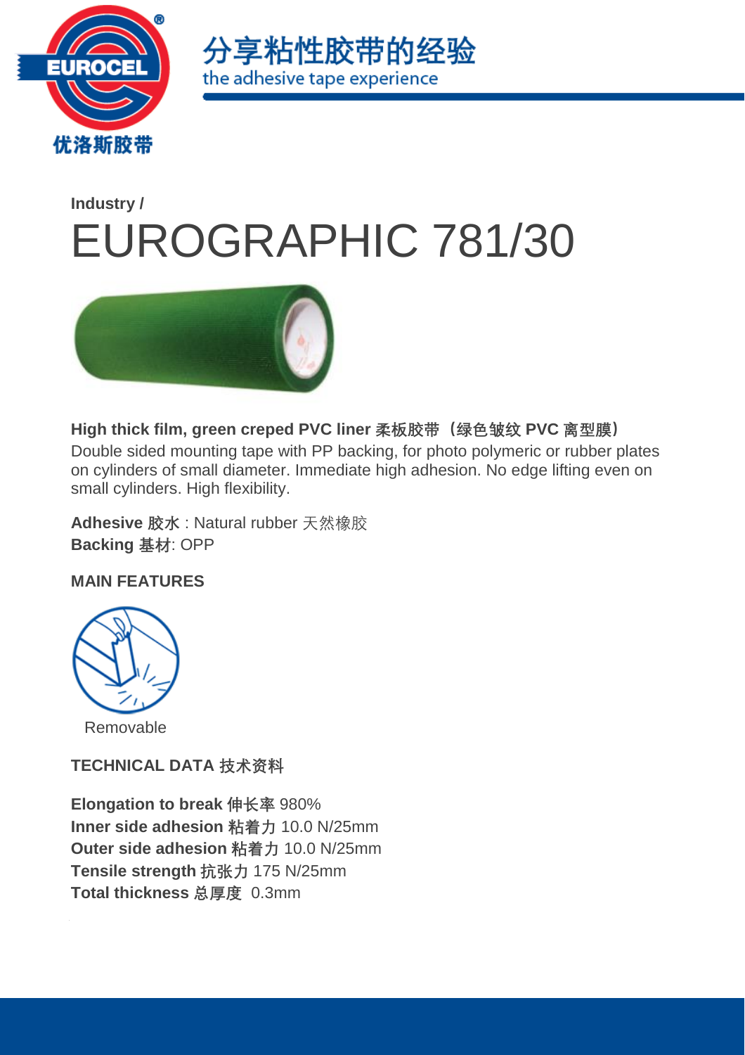Industry /

# EUROGRAPHIC 781/30

**High thick film, green creped PVC liner 柔板胶带（绿色皱纹 PVC 离型膜）**
Double sided mounting tape with PP backing, for photo polymeric or rubber plates on cylinders of small diameter. Immediate high adhesion. No edge lifting even on small cylinders. High flexibility.

**Adhesive 胶水** : Natural rubber 天然橡胶
**Backing 基材**: OPP

**MAIN FEATURES**

Removable

**TECHNICAL DATA 技术资料**

**Elongation to break 伸长率** 980%
**Inner side adhesion 粘着力** 10.0 N/25mm
**Outer side adhesion 粘着力** 10.0 N/25mm
**Tensile strength 抗张力** 175 N/25mm
**Total thickness 总厚度** 0.3mm